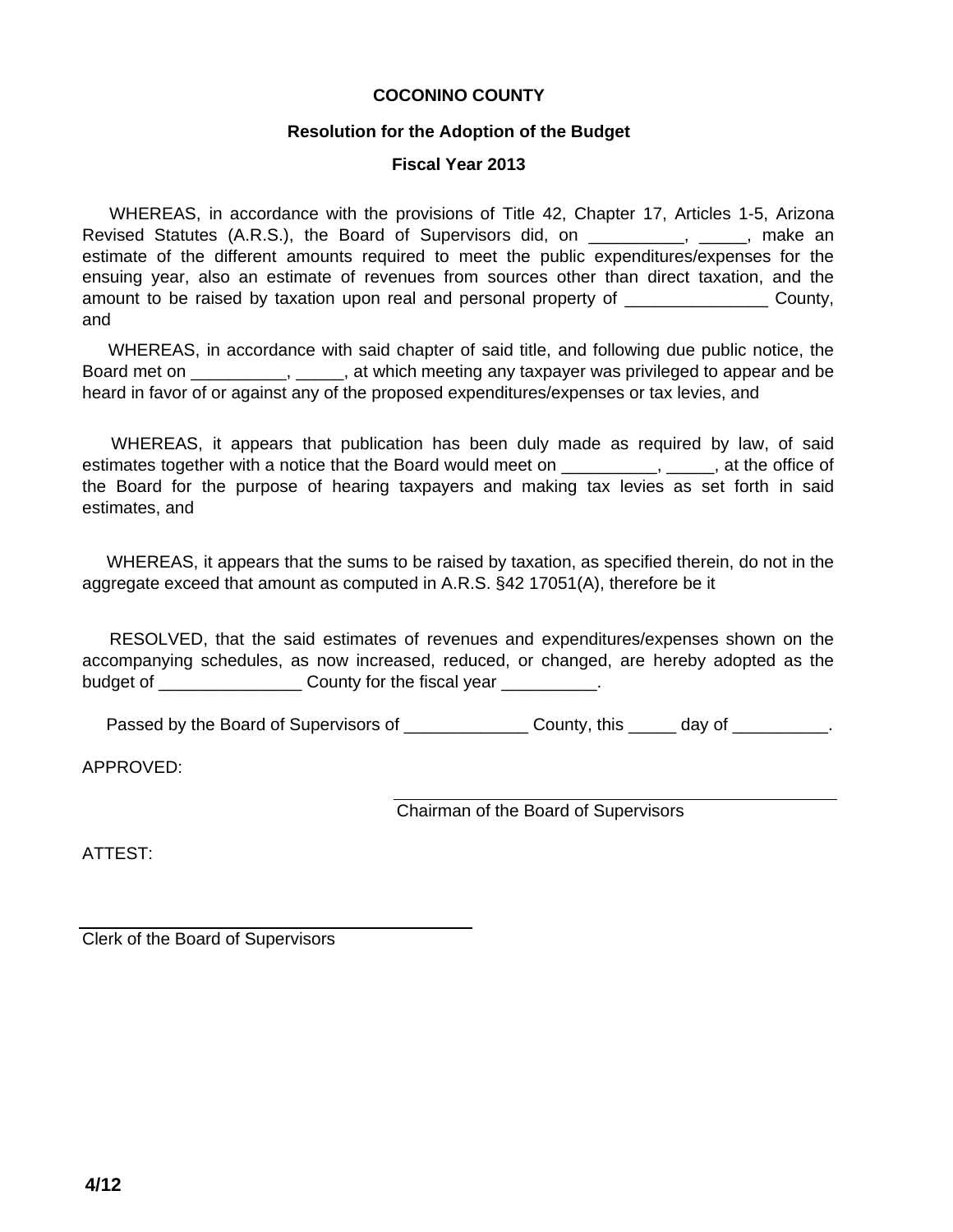**COCONINO COUNTY**

**Resolution for the Adoption of the Budget**

**Fiscal Year 2013**

WHEREAS, in accordance with the provisions of Title 42, Chapter 17, Articles 1-5, Arizona Revised Statutes (A.R.S.), the Board of Supervisors did, on __________, _____, make an estimate of the different amounts required to meet the public expenditures/expenses for the ensuing year, also an estimate of revenues from sources other than direct taxation, and the amount to be raised by taxation upon real and personal property of _______________ County, and

WHEREAS, in accordance with said chapter of said title, and following due public notice, the Board met on __________, _____, at which meeting any taxpayer was privileged to appear and be heard in favor of or against any of the proposed expenditures/expenses or tax levies, and

WHEREAS, it appears that publication has been duly made as required by law, of said estimates together with a notice that the Board would meet on __________, _____, at the office of the Board for the purpose of hearing taxpayers and making tax levies as set forth in said estimates, and

WHEREAS, it appears that the sums to be raised by taxation, as specified therein, do not in the aggregate exceed that amount as computed in A.R.S. §42 17051(A), therefore be it

RESOLVED, that the said estimates of revenues and expenditures/expenses shown on the accompanying schedules, as now increased, reduced, or changed, are hereby adopted as the budget of _______________ County for the fiscal year __________.

Passed by the Board of Supervisors of _____________ County, this _____ day of __________.

APPROVED:

______________________________________
Chairman of the Board of Supervisors

ATTEST:

______________________________________
Clerk of the Board of Supervisors

**4/12**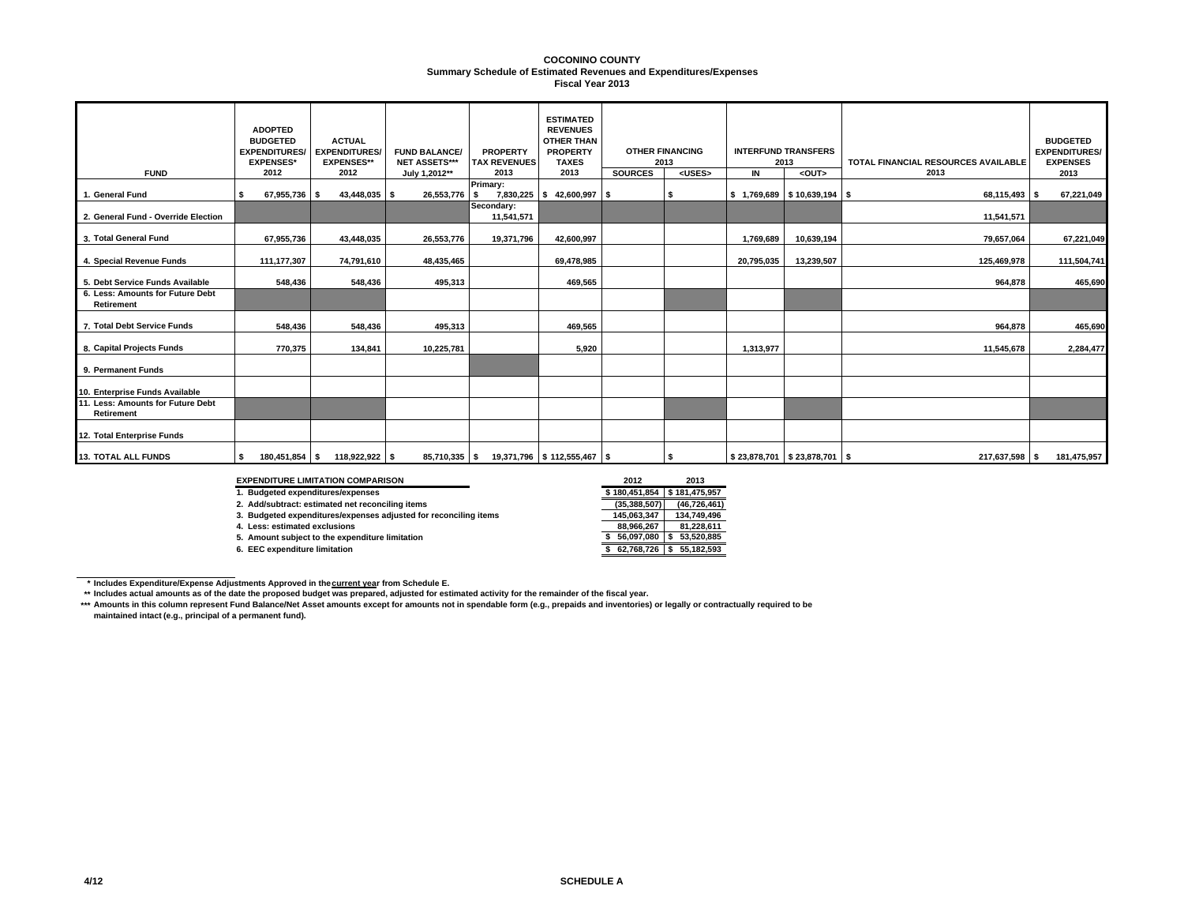**COCONINO COUNTY**
**Summary Schedule of Estimated Revenues and Expenditures/Expenses**
**Fiscal Year 2013**

| FUND | ADOPTED BUDGETED EXPENDITURES/ EXPENSES* 2012 | ACTUAL EXPENDITURES/ EXPENSES** 2012 | FUND BALANCE/ NET ASSETS*** July 1,2012** | PROPERTY TAX REVENUES 2013 | ESTIMATED REVENUES OTHER THAN PROPERTY TAXES 2013 | OTHER FINANCING 2013 SOURCES | OTHER FINANCING 2013 <USES> | INTERFUND TRANSFERS 2013 IN | INTERFUND TRANSFERS 2013 <OUT> | TOTAL FINANCIAL RESOURCES AVAILABLE 2013 | BUDGETED EXPENDITURES/ EXPENSES 2013 |
|---|---|---|---|---|---|---|---|---|---|---|---|
| 1. General Fund | $ 67,955,736 | $ 43,448,035 | $ 26,553,776 | Primary: $ 7,830,225 | $ 42,600,997 | $ | $ | $ 1,769,689 | $ 10,639,194 | $ 68,115,493 | $ 67,221,049 |
| 2. General Fund - Override Election | | | | Secondary: 11,541,571 | | | | | | 11,541,571 | |
| 3. Total General Fund | 67,955,736 | 43,448,035 | 26,553,776 | 19,371,796 | 42,600,997 | | | 1,769,689 | 10,639,194 | 79,657,064 | 67,221,049 |
| 4. Special Revenue Funds | 111,177,307 | 74,791,610 | 48,435,465 | | 69,478,985 | | | 20,795,035 | 13,239,507 | 125,469,978 | 111,504,741 |
| 5. Debt Service Funds Available | 548,436 | 548,436 | 495,313 | | 469,565 | | | | | 964,878 | 465,690 |
| 6. Less: Amounts for Future Debt Retirement | | | | | | | | | | | |
| 7. Total Debt Service Funds | 548,436 | 548,436 | 495,313 | | 469,565 | | | | | 964,878 | 465,690 |
| 8. Capital Projects Funds | 770,375 | 134,841 | 10,225,781 | | 5,920 | | | 1,313,977 | | 11,545,678 | 2,284,477 |
| 9. Permanent Funds | | | | | | | | | | | |
| 10. Enterprise Funds Available | | | | | | | | | | | |
| 11. Less: Amounts for Future Debt Retirement | | | | | | | | | | | |
| 12. Total Enterprise Funds | | | | | | | | | | | |
| 13. TOTAL ALL FUNDS | $ 180,451,854 | $ 118,922,922 | $ 85,710,335 | $ 19,371,796 | $ 112,555,467 | $ | $ | $ 23,878,701 | $ 23,878,701 | $ 217,637,598 | $ 181,475,957 |

| EXPENDITURE LIMITATION COMPARISON | 2012 | 2013 |
|---|---|---|
| 1. Budgeted expenditures/expenses | $ 180,451,854 | $ 181,475,957 |
| 2. Add/subtract: estimated net reconciling items | (35,388,507) | (46,726,461) |
| 3. Budgeted expenditures/expenses adjusted for reconciling items | 145,063,347 | 134,749,496 |
| 4. Less: estimated exclusions | 88,966,267 | 81,228,611 |
| 5. Amount subject to the expenditure limitation | $ 56,097,080 | $ 53,520,885 |
| 6. EEC expenditure limitation | $ 62,768,726 | $ 55,182,593 |

\* Includes Expenditure/Expense Adjustments Approved in the current year from Schedule E.

\*\* Includes actual amounts as of the date the proposed budget was prepared, adjusted for estimated activity for the remainder of the fiscal year.

\*\*\* Amounts in this column represent Fund Balance/Net Asset amounts except for amounts not in spendable form (e.g., prepaids and inventories) or legally or contractually required to be maintained intact (e.g., principal of a permanent fund).

4/12 SCHEDULE A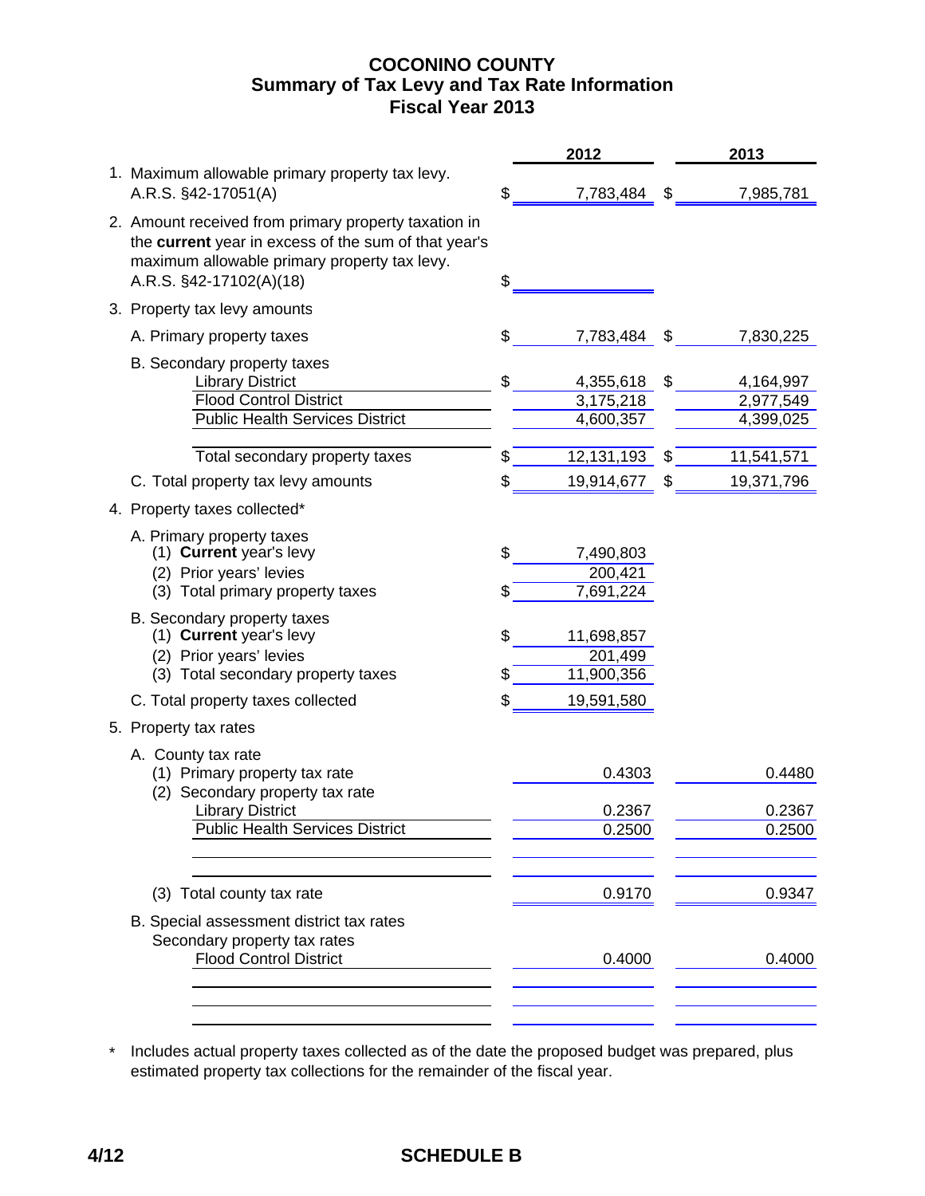# COCONINO COUNTY
## Summary of Tax Levy and Tax Rate Information
## Fiscal Year 2013

| | | 2012 | | 2013 |
|---|---|---|---|---|
| 1. Maximum allowable primary property tax levy. A.R.S. §42-17051(A) | $ | 7,783,484 | $ | 7,985,781 |
| 2. Amount received from primary property taxation in the **current** year in excess of the sum of that year's maximum allowable primary property tax levy. A.R.S. §42-17102(A)(18) | $ | | | |
| 3. Property tax levy amounts | | | | |
| A. Primary property taxes | $ | 7,783,484 | $ | 7,830,225 |
| B. Secondary property taxes | | | | |
| Library District | $ | 4,355,618 | $ | 4,164,997 |
| Flood Control District | | 3,175,218 | | 2,977,549 |
| Public Health Services District | | 4,600,357 | | 4,399,025 |
| Total secondary property taxes | $ | 12,131,193 | $ | 11,541,571 |
| C. Total property tax levy amounts | $ | 19,914,677 | $ | 19,371,796 |
| 4. Property taxes collected* | | | | |
| A. Primary property taxes | | | | |
| (1) **Current** year's levy | $ | 7,490,803 | | |
| (2) Prior years' levies | | 200,421 | | |
| (3) Total primary property taxes | $ | 7,691,224 | | |
| B. Secondary property taxes | | | | |
| (1) **Current** year's levy | $ | 11,698,857 | | |
| (2) Prior years' levies | | 201,499 | | |
| (3) Total secondary property taxes | $ | 11,900,356 | | |
| C. Total property taxes collected | $ | 19,591,580 | | |
| 5. Property tax rates | | | | |
| A. County tax rate | | | | |
| (1) Primary property tax rate | | 0.4303 | | 0.4480 |
| (2) Secondary property tax rate | | | | |
| Library District | | 0.2367 | | 0.2367 |
| Public Health Services District | | 0.2500 | | 0.2500 |
| (3) Total county tax rate | | 0.9170 | | 0.9347 |
| B. Special assessment district tax rates | | | | |
| Secondary property tax rates | | | | |
| Flood Control District | | 0.4000 | | 0.4000 |

\* Includes actual property taxes collected as of the date the proposed budget was prepared, plus estimated property tax collections for the remainder of the fiscal year.

4/12 SCHEDULE B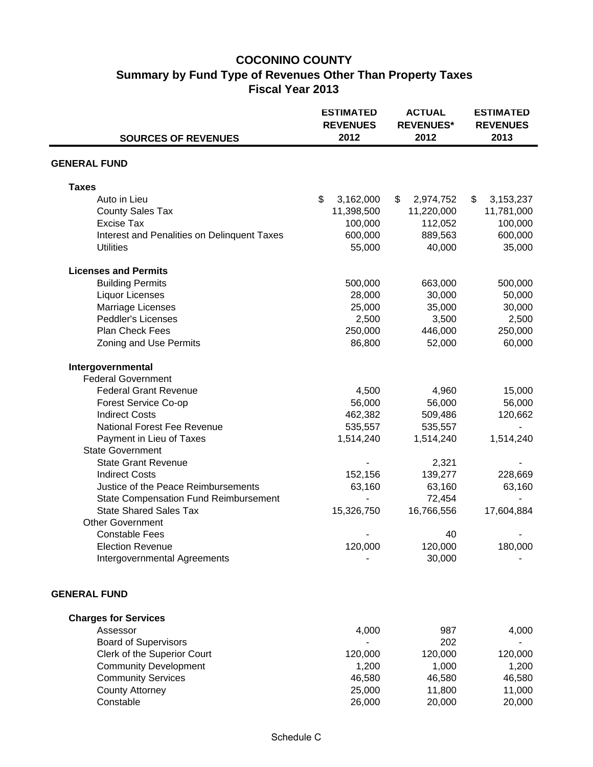# COCONINO COUNTY
## Summary by Fund Type of Revenues Other Than Property Taxes
### Fiscal Year 2013

| SOURCES OF REVENUES | ESTIMATED REVENUES 2012 | ACTUAL REVENUES* 2012 | ESTIMATED REVENUES 2013 |
|---|---|---|---|
| **GENERAL FUND** | | | |
| **Taxes** | | | |
| Auto in Lieu | $ 3,162,000 | $ 2,974,752 | $ 3,153,237 |
| County Sales Tax | 11,398,500 | 11,220,000 | 11,781,000 |
| Excise Tax | 100,000 | 112,052 | 100,000 |
| Interest and Penalities on Delinquent Taxes | 600,000 | 889,563 | 600,000 |
| Utilities | 55,000 | 40,000 | 35,000 |
| **Licenses and Permits** | | | |
| Building Permits | 500,000 | 663,000 | 500,000 |
| Liquor Licenses | 28,000 | 30,000 | 50,000 |
| Marriage Licenses | 25,000 | 35,000 | 30,000 |
| Peddler's Licenses | 2,500 | 3,500 | 2,500 |
| Plan Check Fees | 250,000 | 446,000 | 250,000 |
| Zoning and Use Permits | 86,800 | 52,000 | 60,000 |
| **Intergovernmental** | | | |
| Federal Government | | | |
| Federal Grant Revenue | 4,500 | 4,960 | 15,000 |
| Forest Service Co-op | 56,000 | 56,000 | 56,000 |
| Indirect Costs | 462,382 | 509,486 | 120,662 |
| National Forest Fee Revenue | 535,557 | 535,557 | - |
| Payment in Lieu of Taxes | 1,514,240 | 1,514,240 | 1,514,240 |
| State Government | | | |
| State Grant Revenue | - | 2,321 | - |
| Indirect Costs | 152,156 | 139,277 | 228,669 |
| Justice of the Peace Reimbursements | 63,160 | 63,160 | 63,160 |
| State Compensation Fund Reimbursement | - | 72,454 | - |
| State Shared Sales Tax | 15,326,750 | 16,766,556 | 17,604,884 |
| Other Government | | | |
| Constable Fees | - | 40 | - |
| Election Revenue | 120,000 | 120,000 | 180,000 |
| Intergovernmental Agreements | - | 30,000 | - |
| **GENERAL FUND** | | | |
| **Charges for Services** | | | |
| Assessor | 4,000 | 987 | 4,000 |
| Board of Supervisors | - | 202 | - |
| Clerk of the Superior Court | 120,000 | 120,000 | 120,000 |
| Community Development | 1,200 | 1,000 | 1,200 |
| Community Services | 46,580 | 46,580 | 46,580 |
| County Attorney | 25,000 | 11,800 | 11,000 |
| Constable | 26,000 | 20,000 | 20,000 |

Schedule C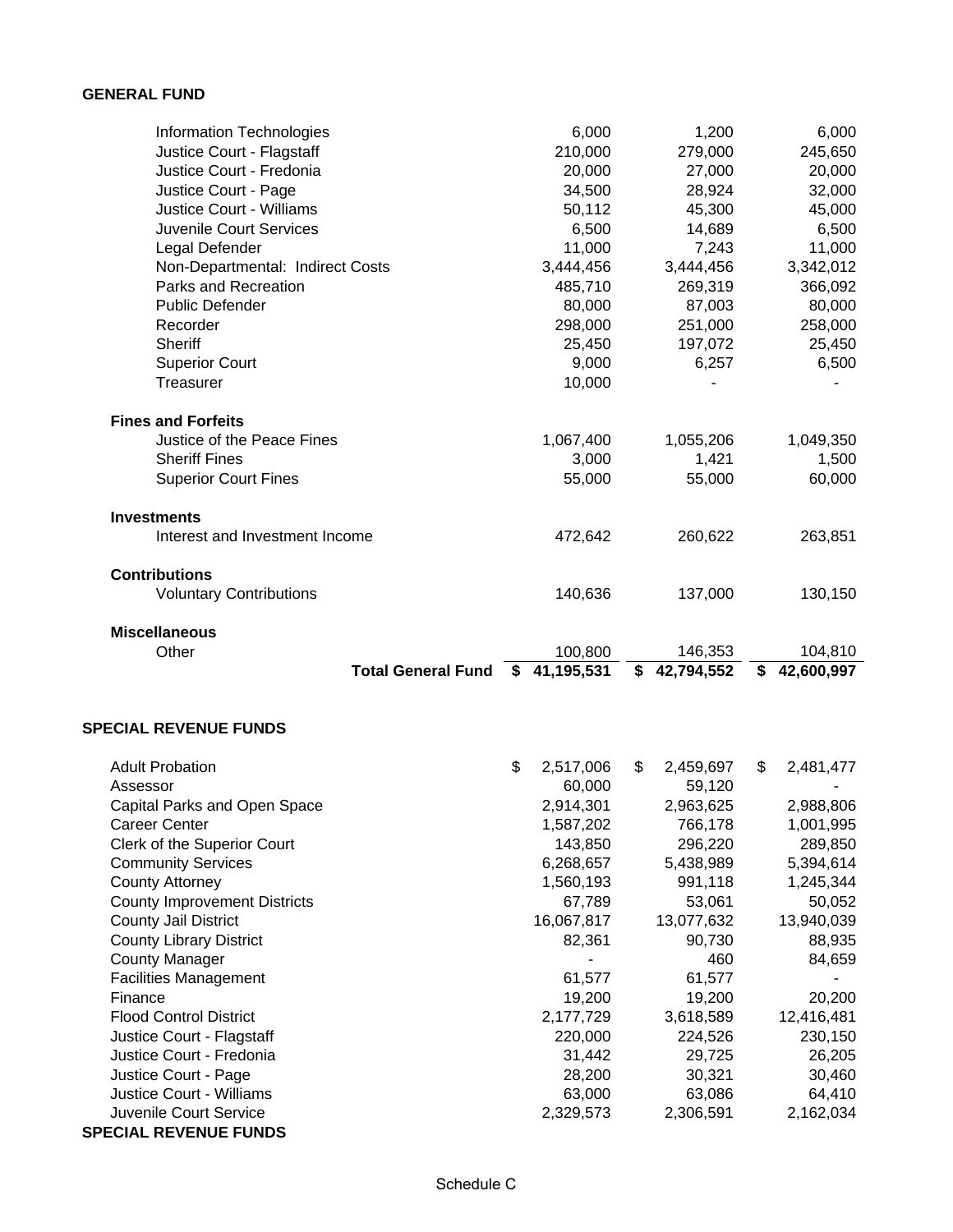**GENERAL FUND**

| | | | |
|---|---:|---:|---:|
| Information Technologies | 6,000 | 1,200 | 6,000 |
| Justice Court - Flagstaff | 210,000 | 279,000 | 245,650 |
| Justice Court - Fredonia | 20,000 | 27,000 | 20,000 |
| Justice Court - Page | 34,500 | 28,924 | 32,000 |
| Justice Court - Williams | 50,112 | 45,300 | 45,000 |
| Juvenile Court Services | 6,500 | 14,689 | 6,500 |
| Legal Defender | 11,000 | 7,243 | 11,000 |
| Non-Departmental: Indirect Costs | 3,444,456 | 3,444,456 | 3,342,012 |
| Parks and Recreation | 485,710 | 269,319 | 366,092 |
| Public Defender | 80,000 | 87,003 | 80,000 |
| Recorder | 298,000 | 251,000 | 258,000 |
| Sheriff | 25,450 | 197,072 | 25,450 |
| Superior Court | 9,000 | 6,257 | 6,500 |
| Treasurer | 10,000 | - | - |
| **Fines and Forfeits** | | | |
| Justice of the Peace Fines | 1,067,400 | 1,055,206 | 1,049,350 |
| Sheriff Fines | 3,000 | 1,421 | 1,500 |
| Superior Court Fines | 55,000 | 55,000 | 60,000 |
| **Investments** | | | |
| Interest and Investment Income | 472,642 | 260,622 | 263,851 |
| **Contributions** | | | |
| Voluntary Contributions | 140,636 | 137,000 | 130,150 |
| **Miscellaneous** | | | |
| Other | 100,800 | 146,353 | 104,810 |
| **Total General Fund** | **$ 41,195,531** | **$ 42,794,552** | **$ 42,600,997** |

**SPECIAL REVENUE FUNDS**

| | | | |
|---|---:|---:|---:|
| Adult Probation | $ 2,517,006 | $ 2,459,697 | $ 2,481,477 |
| Assessor | 60,000 | 59,120 | - |
| Capital Parks and Open Space | 2,914,301 | 2,963,625 | 2,988,806 |
| Career Center | 1,587,202 | 766,178 | 1,001,995 |
| Clerk of the Superior Court | 143,850 | 296,220 | 289,850 |
| Community Services | 6,268,657 | 5,438,989 | 5,394,614 |
| County Attorney | 1,560,193 | 991,118 | 1,245,344 |
| County Improvement Districts | 67,789 | 53,061 | 50,052 |
| County Jail District | 16,067,817 | 13,077,632 | 13,940,039 |
| County Library District | 82,361 | 90,730 | 88,935 |
| County Manager | - | 460 | 84,659 |
| Facilities Management | 61,577 | 61,577 | - |
| Finance | 19,200 | 19,200 | 20,200 |
| Flood Control District | 2,177,729 | 3,618,589 | 12,416,481 |
| Justice Court - Flagstaff | 220,000 | 224,526 | 230,150 |
| Justice Court - Fredonia | 31,442 | 29,725 | 26,205 |
| Justice Court - Page | 28,200 | 30,321 | 30,460 |
| Justice Court - Williams | 63,000 | 63,086 | 64,410 |
| Juvenile Court Service | 2,329,573 | 2,306,591 | 2,162,034 |

**SPECIAL REVENUE FUNDS**

Schedule C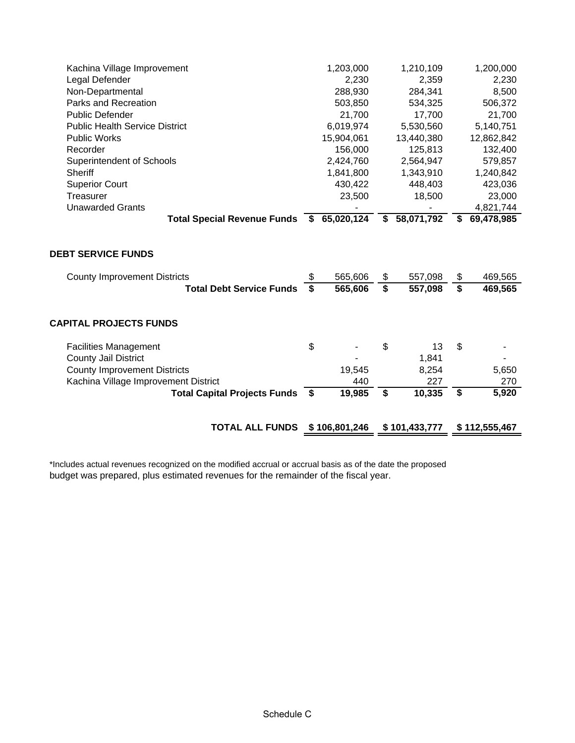| | | | |
|---|---|---|---|
| Kachina Village Improvement | 1,203,000 | 1,210,109 | 1,200,000 |
| Legal Defender | 2,230 | 2,359 | 2,230 |
| Non-Departmental | 288,930 | 284,341 | 8,500 |
| Parks and Recreation | 503,850 | 534,325 | 506,372 |
| Public Defender | 21,700 | 17,700 | 21,700 |
| Public Health Service District | 6,019,974 | 5,530,560 | 5,140,751 |
| Public Works | 15,904,061 | 13,440,380 | 12,862,842 |
| Recorder | 156,000 | 125,813 | 132,400 |
| Superintendent of Schools | 2,424,760 | 2,564,947 | 579,857 |
| Sheriff | 1,841,800 | 1,343,910 | 1,240,842 |
| Superior Court | 430,422 | 448,403 | 423,036 |
| Treasurer | 23,500 | 18,500 | 23,000 |
| Unawarded Grants | - | - | 4,821,744 |
| **Total Special Revenue Funds** | **$ 65,020,124** | **$ 58,071,792** | **$ 69,478,985** |

**DEBT SERVICE FUNDS**

| | | | |
|---|---|---|---|
| County Improvement Districts | $ 565,606 | $ 557,098 | $ 469,565 |
| **Total Debt Service Funds** | **$ 565,606** | **$ 557,098** | **$ 469,565** |

**CAPITAL PROJECTS FUNDS**

| | | | |
|---|---|---|---|
| Facilities Management | $ - | $ 13 | $ - |
| County Jail District | - | 1,841 | - |
| County Improvement Districts | 19,545 | 8,254 | 5,650 |
| Kachina Village Improvement District | 440 | 227 | 270 |
| **Total Capital Projects Funds** | **$ 19,985** | **$ 10,335** | **$ 5,920** |

| | | | |
|---|---|---|---|
| **TOTAL ALL FUNDS** | **$ 106,801,246** | **$ 101,433,777** | **$ 112,555,467** |

*Includes actual revenues recognized on the modified accrual or accrual basis as of the date the proposed budget was prepared, plus estimated revenues for the remainder of the fiscal year.

Schedule C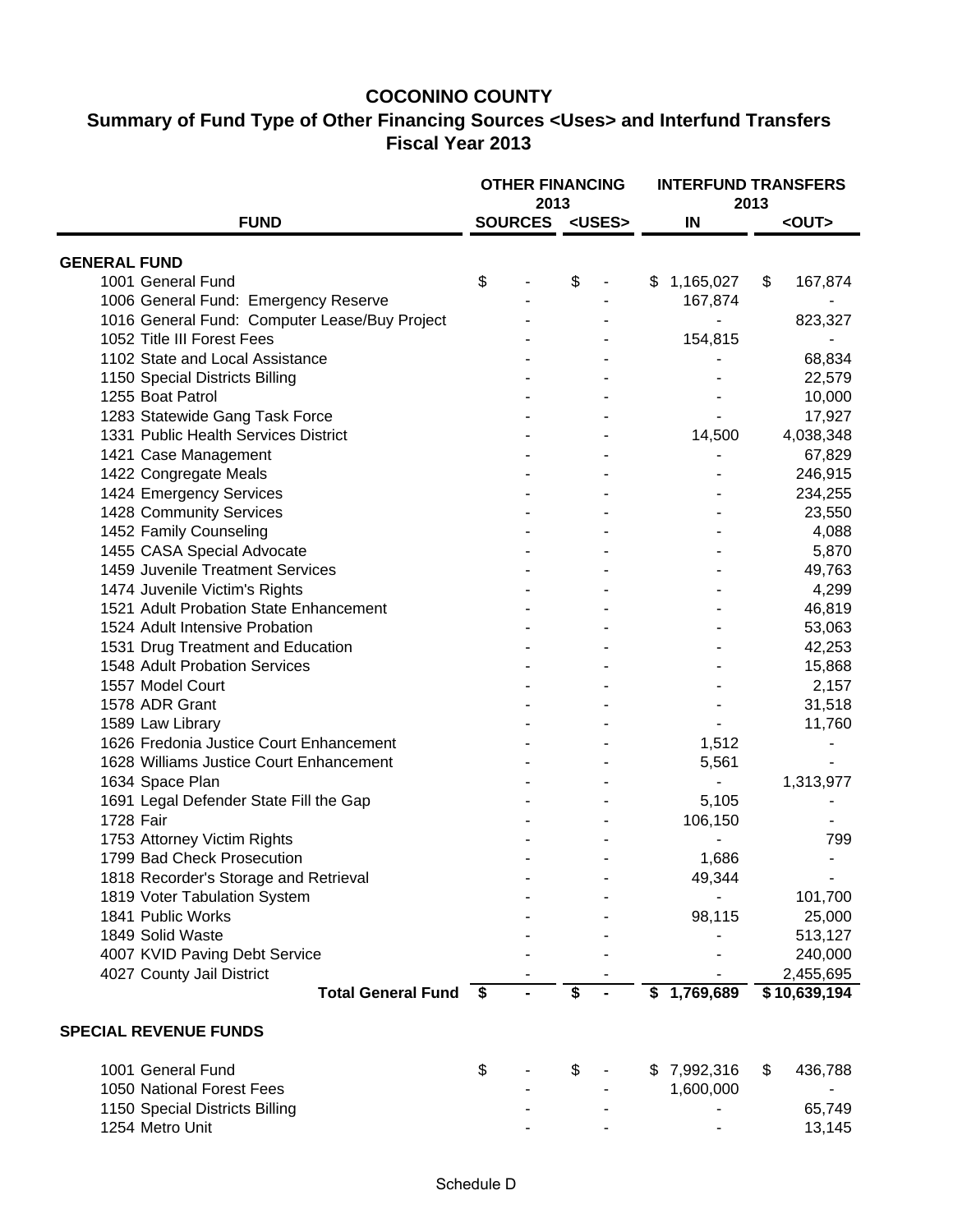# COCONINO COUNTY

## Summary of Fund Type of Other Financing Sources <Uses> and Interfund Transfers

### Fiscal Year 2013

| FUND | OTHER FINANCING 2013 SOURCES | OTHER FINANCING 2013 <USES> | INTERFUND TRANSFERS 2013 IN | INTERFUND TRANSFERS 2013 <OUT> |
|---|---|---|---|---|
| **GENERAL FUND** | | | | |
| 1001 General Fund | $ - | $ - | $ 1,165,027 | $ 167,874 |
| 1006 General Fund: Emergency Reserve | - | - | 167,874 | - |
| 1016 General Fund: Computer Lease/Buy Project | - | - | - | 823,327 |
| 1052 Title III Forest Fees | - | - | 154,815 | - |
| 1102 State and Local Assistance | - | - | - | 68,834 |
| 1150 Special Districts Billing | - | - | - | 22,579 |
| 1255 Boat Patrol | - | - | - | 10,000 |
| 1283 Statewide Gang Task Force | - | - | - | 17,927 |
| 1331 Public Health Services District | - | - | 14,500 | 4,038,348 |
| 1421 Case Management | - | - | - | 67,829 |
| 1422 Congregate Meals | - | - | - | 246,915 |
| 1424 Emergency Services | - | - | - | 234,255 |
| 1428 Community Services | - | - | - | 23,550 |
| 1452 Family Counseling | - | - | - | 4,088 |
| 1455 CASA Special Advocate | - | - | - | 5,870 |
| 1459 Juvenile Treatment Services | - | - | - | 49,763 |
| 1474 Juvenile Victim's Rights | - | - | - | 4,299 |
| 1521 Adult Probation State Enhancement | - | - | - | 46,819 |
| 1524 Adult Intensive Probation | - | - | - | 53,063 |
| 1531 Drug Treatment and Education | - | - | - | 42,253 |
| 1548 Adult Probation Services | - | - | - | 15,868 |
| 1557 Model Court | - | - | - | 2,157 |
| 1578 ADR Grant | - | - | - | 31,518 |
| 1589 Law Library | - | - | - | 11,760 |
| 1626 Fredonia Justice Court Enhancement | - | - | 1,512 | - |
| 1628 Williams Justice Court Enhancement | - | - | 5,561 | - |
| 1634 Space Plan | - | - | - | 1,313,977 |
| 1691 Legal Defender State Fill the Gap | - | - | 5,105 | - |
| 1728 Fair | - | - | 106,150 | - |
| 1753 Attorney Victim Rights | - | - | - | 799 |
| 1799 Bad Check Prosecution | - | - | 1,686 | - |
| 1818 Recorder's Storage and Retrieval | - | - | 49,344 | - |
| 1819 Voter Tabulation System | - | - | - | 101,700 |
| 1841 Public Works | - | - | 98,115 | 25,000 |
| 1849 Solid Waste | - | - | - | 513,127 |
| 4007 KVID Paving Debt Service | - | - | - | 240,000 |
| 4027 County Jail District | - | - | - | 2,455,695 |
| **Total General Fund** | **$ -** | **$ -** | **$ 1,769,689** | **$ 10,639,194** |
| **SPECIAL REVENUE FUNDS** | | | | |
| 1001 General Fund | $ - | $ - | $ 7,992,316 | $ 436,788 |
| 1050 National Forest Fees | - | - | 1,600,000 | - |
| 1150 Special Districts Billing | - | - | - | 65,749 |
| 1254 Metro Unit | - | - | - | 13,145 |

Schedule D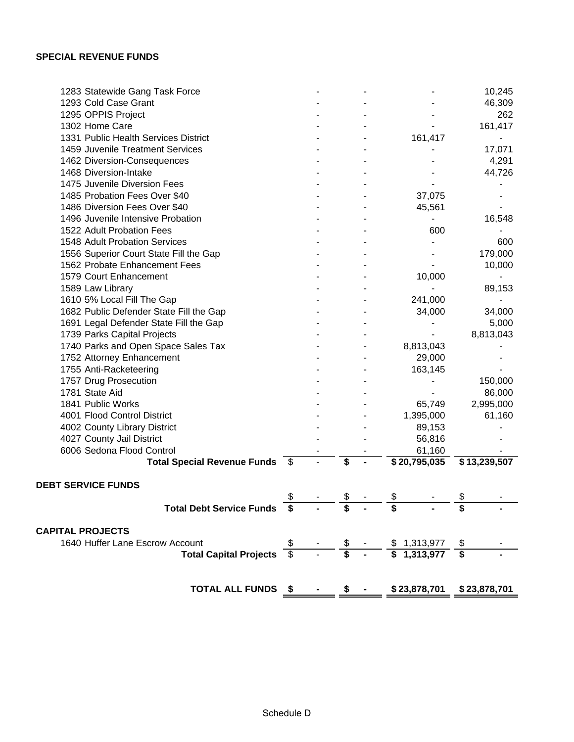**SPECIAL REVENUE FUNDS**

| Fund | | | | |
|---|---|---|---|---|
| 1283 Statewide Gang Task Force | - | - | - | 10,245 |
| 1293 Cold Case Grant | - | - | - | 46,309 |
| 1295 OPPIS Project | - | - | - | 262 |
| 1302 Home Care | - | - | - | 161,417 |
| 1331 Public Health Services District | - | - | 161,417 | - |
| 1459 Juvenile Treatment Services | - | - | - | 17,071 |
| 1462 Diversion-Consequences | - | - | - | 4,291 |
| 1468 Diversion-Intake | - | - | - | 44,726 |
| 1475 Juvenile Diversion Fees | - | - | - | - |
| 1485 Probation Fees Over $40 | - | - | 37,075 | - |
| 1486 Diversion Fees Over $40 | - | - | 45,561 | - |
| 1496 Juvenile Intensive Probation | - | - | - | 16,548 |
| 1522 Adult Probation Fees | - | - | 600 | - |
| 1548 Adult Probation Services | - | - | - | 600 |
| 1556 Superior Court State Fill the Gap | - | - | - | 179,000 |
| 1562 Probate Enhancement Fees | - | - | - | 10,000 |
| 1579 Court Enhancement | - | - | 10,000 | - |
| 1589 Law Library | - | - | - | 89,153 |
| 1610 5% Local Fill The Gap | - | - | 241,000 | - |
| 1682 Public Defender State Fill the Gap | - | - | 34,000 | 34,000 |
| 1691 Legal Defender State Fill the Gap | - | - | - | 5,000 |
| 1739 Parks Capital Projects | - | - | - | 8,813,043 |
| 1740 Parks and Open Space Sales Tax | - | - | 8,813,043 | - |
| 1752 Attorney Enhancement | - | - | 29,000 | - |
| 1755 Anti-Racketeering | - | - | 163,145 | - |
| 1757 Drug Prosecution | - | - | - | 150,000 |
| 1781 State Aid | - | - | - | 86,000 |
| 1841 Public Works | - | - | 65,749 | 2,995,000 |
| 4001 Flood Control District | - | - | 1,395,000 | 61,160 |
| 4002 County Library District | - | - | 89,153 | - |
| 4027 County Jail District | - | - | 56,816 | - |
| 6006 Sedona Flood Control | - | - | 61,160 | - |
| **Total Special Revenue Funds** | $ - | **$ -** | **$ 20,795,035** | **$ 13,239,507** |
| **DEBT SERVICE FUNDS** | | | | |
| | $ - | $ - | $ - | $ - |
| **Total Debt Service Funds** | **$ -** | **$ -** | **$ -** | **$ -** |
| **CAPITAL PROJECTS** | | | | |
| 1640 Huffer Lane Escrow Account | $ - | $ - | $ 1,313,977 | $ - |
| **Total Capital Projects** | $ - | **$ -** | **$ 1,313,977** | **$ -** |
| **TOTAL ALL FUNDS** | **$ -** | **$ -** | **$ 23,878,701** | **$ 23,878,701** |

Schedule D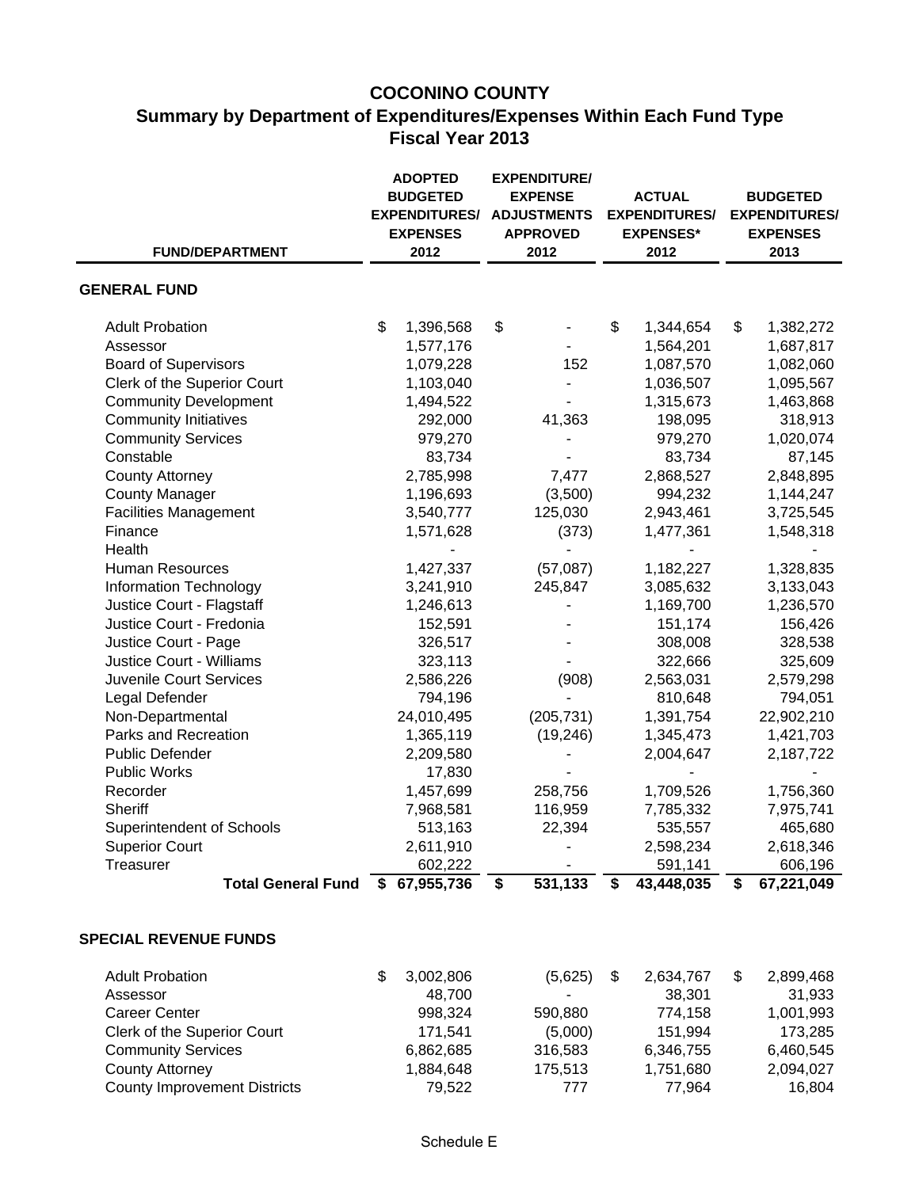# COCONINO COUNTY

## Summary by Department of Expenditures/Expenses Within Each Fund Type

## Fiscal Year 2013

| FUND/DEPARTMENT | ADOPTED BUDGETED EXPENDITURES/ EXPENSES 2012 | EXPENDITURE/ EXPENSE ADJUSTMENTS APPROVED 2012 | ACTUAL EXPENDITURES/ EXPENSES* 2012 | BUDGETED EXPENDITURES/ EXPENSES 2013 |
|---|---|---|---|---|
| **GENERAL FUND** | | | | |
| Adult Probation | $ 1,396,568 | $ - | $ 1,344,654 | $ 1,382,272 |
| Assessor | 1,577,176 | - | 1,564,201 | 1,687,817 |
| Board of Supervisors | 1,079,228 | 152 | 1,087,570 | 1,082,060 |
| Clerk of the Superior Court | 1,103,040 | - | 1,036,507 | 1,095,567 |
| Community Development | 1,494,522 | - | 1,315,673 | 1,463,868 |
| Community Initiatives | 292,000 | 41,363 | 198,095 | 318,913 |
| Community Services | 979,270 | - | 979,270 | 1,020,074 |
| Constable | 83,734 | - | 83,734 | 87,145 |
| County Attorney | 2,785,998 | 7,477 | 2,868,527 | 2,848,895 |
| County Manager | 1,196,693 | (3,500) | 994,232 | 1,144,247 |
| Facilities Management | 3,540,777 | 125,030 | 2,943,461 | 3,725,545 |
| Finance | 1,571,628 | (373) | 1,477,361 | 1,548,318 |
| Health | - | - | - | - |
| Human Resources | 1,427,337 | (57,087) | 1,182,227 | 1,328,835 |
| Information Technology | 3,241,910 | 245,847 | 3,085,632 | 3,133,043 |
| Justice Court - Flagstaff | 1,246,613 | - | 1,169,700 | 1,236,570 |
| Justice Court - Fredonia | 152,591 | - | 151,174 | 156,426 |
| Justice Court - Page | 326,517 | - | 308,008 | 328,538 |
| Justice Court - Williams | 323,113 | - | 322,666 | 325,609 |
| Juvenile Court Services | 2,586,226 | (908) | 2,563,031 | 2,579,298 |
| Legal Defender | 794,196 | - | 810,648 | 794,051 |
| Non-Departmental | 24,010,495 | (205,731) | 1,391,754 | 22,902,210 |
| Parks and Recreation | 1,365,119 | (19,246) | 1,345,473 | 1,421,703 |
| Public Defender | 2,209,580 | - | 2,004,647 | 2,187,722 |
| Public Works | 17,830 | - | - | - |
| Recorder | 1,457,699 | 258,756 | 1,709,526 | 1,756,360 |
| Sheriff | 7,968,581 | 116,959 | 7,785,332 | 7,975,741 |
| Superintendent of Schools | 513,163 | 22,394 | 535,557 | 465,680 |
| Superior Court | 2,611,910 | - | 2,598,234 | 2,618,346 |
| Treasurer | 602,222 | - | 591,141 | 606,196 |
| **Total General Fund** | **$ 67,955,736** | **$ 531,133** | **$ 43,448,035** | **$ 67,221,049** |
| **SPECIAL REVENUE FUNDS** | | | | |
| Adult Probation | $ 3,002,806 | (5,625) | $ 2,634,767 | $ 2,899,468 |
| Assessor | 48,700 | - | 38,301 | 31,933 |
| Career Center | 998,324 | 590,880 | 774,158 | 1,001,993 |
| Clerk of the Superior Court | 171,541 | (5,000) | 151,994 | 173,285 |
| Community Services | 6,862,685 | 316,583 | 6,346,755 | 6,460,545 |
| County Attorney | 1,884,648 | 175,513 | 1,751,680 | 2,094,027 |
| County Improvement Districts | 79,522 | 777 | 77,964 | 16,804 |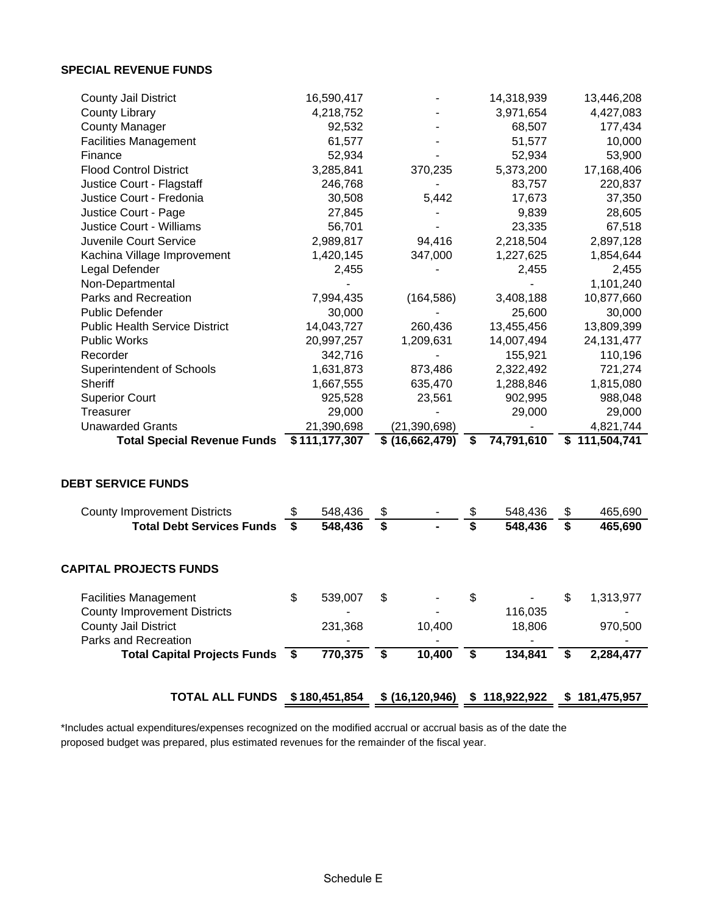### SPECIAL REVENUE FUNDS

| | | | | |
|---|---|---|---|---|
| County Jail District | 16,590,417 | - | 14,318,939 | 13,446,208 |
| County Library | 4,218,752 | - | 3,971,654 | 4,427,083 |
| County Manager | 92,532 | - | 68,507 | 177,434 |
| Facilities Management | 61,577 | - | 51,577 | 10,000 |
| Finance | 52,934 | - | 52,934 | 53,900 |
| Flood Control District | 3,285,841 | 370,235 | 5,373,200 | 17,168,406 |
| Justice Court - Flagstaff | 246,768 | - | 83,757 | 220,837 |
| Justice Court - Fredonia | 30,508 | 5,442 | 17,673 | 37,350 |
| Justice Court - Page | 27,845 | - | 9,839 | 28,605 |
| Justice Court - Williams | 56,701 | - | 23,335 | 67,518 |
| Juvenile Court Service | 2,989,817 | 94,416 | 2,218,504 | 2,897,128 |
| Kachina Village Improvement | 1,420,145 | 347,000 | 1,227,625 | 1,854,644 |
| Legal Defender | 2,455 | - | 2,455 | 2,455 |
| Non-Departmental | - | | - | 1,101,240 |
| Parks and Recreation | 7,994,435 | (164,586) | 3,408,188 | 10,877,660 |
| Public Defender | 30,000 | - | 25,600 | 30,000 |
| Public Health Service District | 14,043,727 | 260,436 | 13,455,456 | 13,809,399 |
| Public Works | 20,997,257 | 1,209,631 | 14,007,494 | 24,131,477 |
| Recorder | 342,716 | - | 155,921 | 110,196 |
| Superintendent of Schools | 1,631,873 | 873,486 | 2,322,492 | 721,274 |
| Sheriff | 1,667,555 | 635,470 | 1,288,846 | 1,815,080 |
| Superior Court | 925,528 | 23,561 | 902,995 | 988,048 |
| Treasurer | 29,000 | - | 29,000 | 29,000 |
| Unawarded Grants | 21,390,698 | (21,390,698) | - | 4,821,744 |
| **Total Special Revenue Funds** | **$ 111,177,307** | **$ (16,662,479)** | **$ 74,791,610** | **$ 111,504,741** |

### DEBT SERVICE FUNDS

| | | | | |
|---|---|---|---|---|
| County Improvement Districts | $ 548,436 | $ - | $ 548,436 | $ 465,690 |
| **Total Debt Services Funds** | **$ 548,436** | **$ -** | **$ 548,436** | **$ 465,690** |

### CAPITAL PROJECTS FUNDS

| | | | | |
|---|---|---|---|---|
| Facilities Management | $ 539,007 | $ - | $ - | $ 1,313,977 |
| County Improvement Districts | - | - | 116,035 | - |
| County Jail District | 231,368 | 10,400 | 18,806 | 970,500 |
| Parks and Recreation | - | - | - | - |
| **Total Capital Projects Funds** | **$ 770,375** | **$ 10,400** | **$ 134,841** | **$ 2,284,477** |

| | | | | |
|---|---|---|---|---|
| **TOTAL ALL FUNDS** | **$ 180,451,854** | **$ (16,120,946)** | **$ 118,922,922** | **$ 181,475,957** |

*Includes actual expenditures/expenses recognized on the modified accrual or accrual basis as of the date the proposed budget was prepared, plus estimated revenues for the remainder of the fiscal year.

Schedule E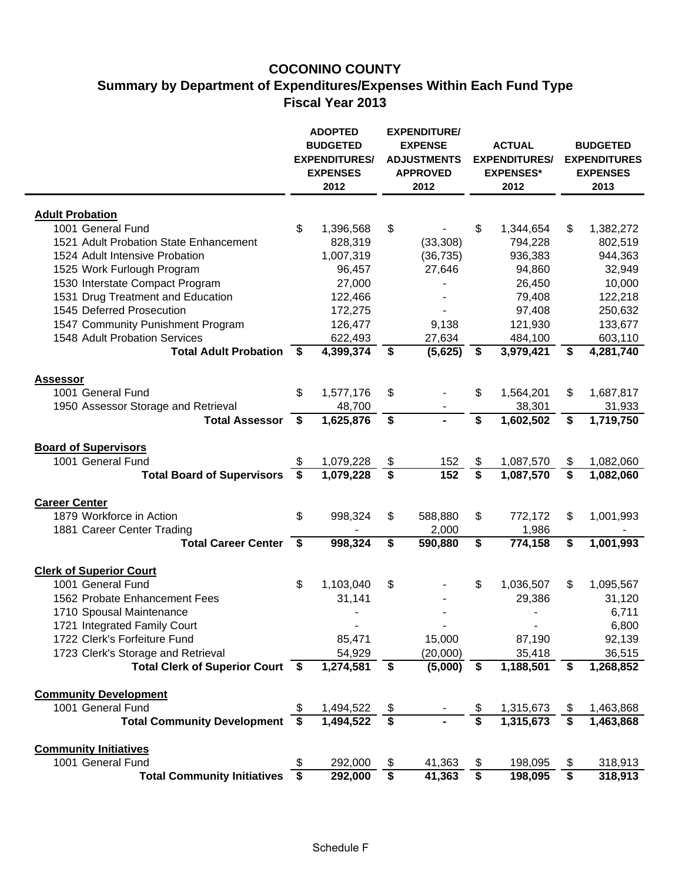# COCONINO COUNTY

## Summary by Department of Expenditures/Expenses Within Each Fund Type

### Fiscal Year 2013

| | ADOPTED BUDGETED EXPENDITURES/ EXPENSES 2012 | EXPENDITURE/ EXPENSE ADJUSTMENTS APPROVED 2012 | ACTUAL EXPENDITURES/ EXPENSES* 2012 | BUDGETED EXPENDITURES EXPENSES 2013 |
|---|---|---|---|---|
| **Adult Probation** | | | | |
| 1001 General Fund | $ 1,396,568 | $ - | $ 1,344,654 | $ 1,382,272 |
| 1521 Adult Probation State Enhancement | 828,319 | (33,308) | 794,228 | 802,519 |
| 1524 Adult Intensive Probation | 1,007,319 | (36,735) | 936,383 | 944,363 |
| 1525 Work Furlough Program | 96,457 | 27,646 | 94,860 | 32,949 |
| 1530 Interstate Compact Program | 27,000 | - | 26,450 | 10,000 |
| 1531 Drug Treatment and Education | 122,466 | - | 79,408 | 122,218 |
| 1545 Deferred Prosecution | 172,275 | - | 97,408 | 250,632 |
| 1547 Community Punishment Program | 126,477 | 9,138 | 121,930 | 133,677 |
| 1548 Adult Probation Services | 622,493 | 27,634 | 484,100 | 603,110 |
| **Total Adult Probation** | **$ 4,399,374** | **$ (5,625)** | **$ 3,979,421** | **$ 4,281,740** |
| **Assessor** | | | | |
| 1001 General Fund | $ 1,577,176 | $ - | $ 1,564,201 | $ 1,687,817 |
| 1950 Assessor Storage and Retrieval | 48,700 | - | 38,301 | 31,933 |
| **Total Assessor** | **$ 1,625,876** | **$ -** | **$ 1,602,502** | **$ 1,719,750** |
| **Board of Supervisors** | | | | |
| 1001 General Fund | $ 1,079,228 | $ 152 | $ 1,087,570 | $ 1,082,060 |
| **Total Board of Supervisors** | **$ 1,079,228** | **$ 152** | **$ 1,087,570** | **$ 1,082,060** |
| **Career Center** | | | | |
| 1879 Workforce in Action | $ 998,324 | $ 588,880 | $ 772,172 | $ 1,001,993 |
| 1881 Career Center Trading | - | 2,000 | 1,986 | - |
| **Total Career Center** | **$ 998,324** | **$ 590,880** | **$ 774,158** | **$ 1,001,993** |
| **Clerk of Superior Court** | | | | |
| 1001 General Fund | $ 1,103,040 | $ - | $ 1,036,507 | $ 1,095,567 |
| 1562 Probate Enhancement Fees | 31,141 | - | 29,386 | 31,120 |
| 1710 Spousal Maintenance | - | - | - | 6,711 |
| 1721 Integrated Family Court | - | - | - | 6,800 |
| 1722 Clerk's Forfeiture Fund | 85,471 | 15,000 | 87,190 | 92,139 |
| 1723 Clerk's Storage and Retrieval | 54,929 | (20,000) | 35,418 | 36,515 |
| **Total Clerk of Superior Court** | **$ 1,274,581** | **$ (5,000)** | **$ 1,188,501** | **$ 1,268,852** |
| **Community Development** | | | | |
| 1001 General Fund | $ 1,494,522 | $ - | $ 1,315,673 | $ 1,463,868 |
| **Total Community Development** | **$ 1,494,522** | **$ -** | **$ 1,315,673** | **$ 1,463,868** |
| **Community Initiatives** | | | | |
| 1001 General Fund | $ 292,000 | $ 41,363 | $ 198,095 | $ 318,913 |
| **Total Community Initiatives** | **$ 292,000** | **$ 41,363** | **$ 198,095** | **$ 318,913** |

Schedule F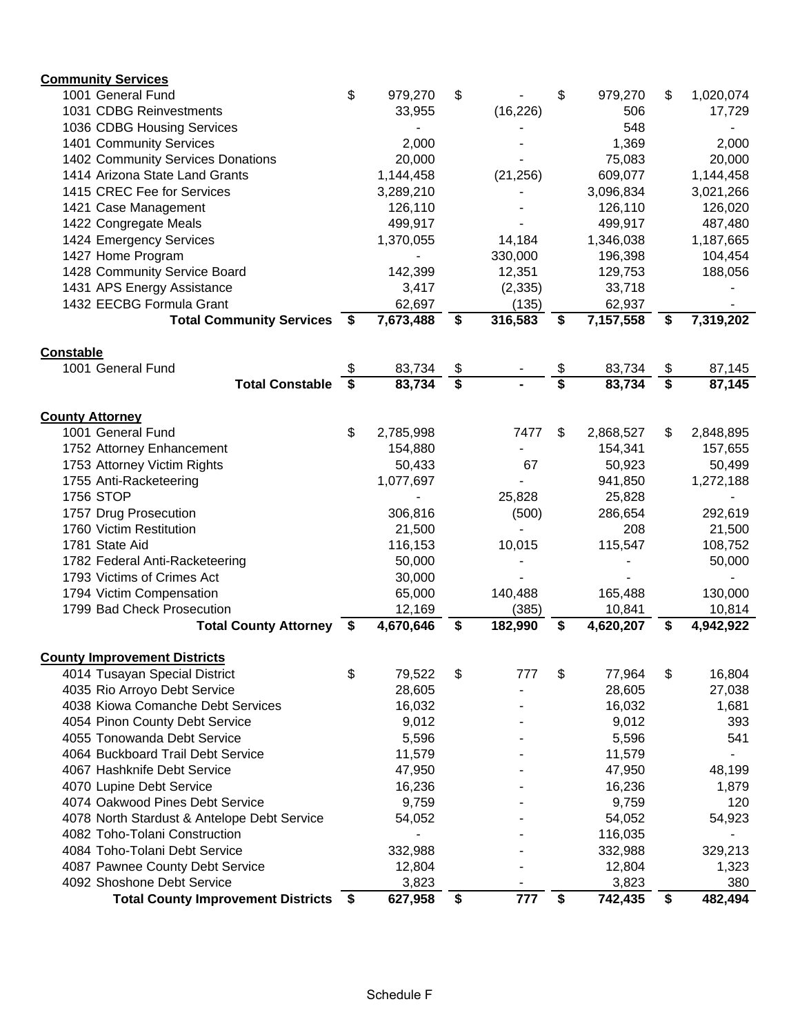| | | | | |
|---|---|---|---|---|
| **Community Services** | | | | |
| 1001 General Fund | $ 979,270 | $ - | $ 979,270 | $ 1,020,074 |
| 1031 CDBG Reinvestments | 33,955 | (16,226) | 506 | 17,729 |
| 1036 CDBG Housing Services | - | - | 548 | - |
| 1401 Community Services | 2,000 | - | 1,369 | 2,000 |
| 1402 Community Services Donations | 20,000 | - | 75,083 | 20,000 |
| 1414 Arizona State Land Grants | 1,144,458 | (21,256) | 609,077 | 1,144,458 |
| 1415 CREC Fee for Services | 3,289,210 | - | 3,096,834 | 3,021,266 |
| 1421 Case Management | 126,110 | - | 126,110 | 126,020 |
| 1422 Congregate Meals | 499,917 | - | 499,917 | 487,480 |
| 1424 Emergency Services | 1,370,055 | 14,184 | 1,346,038 | 1,187,665 |
| 1427 Home Program | - | 330,000 | 196,398 | 104,454 |
| 1428 Community Service Board | 142,399 | 12,351 | 129,753 | 188,056 |
| 1431 APS Energy Assistance | 3,417 | (2,335) | 33,718 | - |
| 1432 EECBG Formula Grant | 62,697 | (135) | 62,937 | - |
| **Total Community Services** | **$ 7,673,488** | **$ 316,583** | **$ 7,157,558** | **$ 7,319,202** |
| **Constable** | | | | |
| 1001 General Fund | $ 83,734 | $ - | $ 83,734 | $ 87,145 |
| **Total Constable** | **$ 83,734** | **$ -** | **$ 83,734** | **$ 87,145** |
| **County Attorney** | | | | |
| 1001 General Fund | $ 2,785,998 | 7477 | $ 2,868,527 | $ 2,848,895 |
| 1752 Attorney Enhancement | 154,880 | - | 154,341 | 157,655 |
| 1753 Attorney Victim Rights | 50,433 | 67 | 50,923 | 50,499 |
| 1755 Anti-Racketeering | 1,077,697 | - | 941,850 | 1,272,188 |
| 1756 STOP | - | 25,828 | 25,828 | - |
| 1757 Drug Prosecution | 306,816 | (500) | 286,654 | 292,619 |
| 1760 Victim Restitution | 21,500 | - | 208 | 21,500 |
| 1781 State Aid | 116,153 | 10,015 | 115,547 | 108,752 |
| 1782 Federal Anti-Racketeering | 50,000 | - | - | 50,000 |
| 1793 Victims of Crimes Act | 30,000 | - | - | - |
| 1794 Victim Compensation | 65,000 | 140,488 | 165,488 | 130,000 |
| 1799 Bad Check Prosecution | 12,169 | (385) | 10,841 | 10,814 |
| **Total County Attorney** | **$ 4,670,646** | **$ 182,990** | **$ 4,620,207** | **$ 4,942,922** |
| **County Improvement Districts** | | | | |
| 4014 Tusayan Special District | $ 79,522 | $ 777 | $ 77,964 | $ 16,804 |
| 4035 Rio Arroyo Debt Service | 28,605 | - | 28,605 | 27,038 |
| 4038 Kiowa Comanche Debt Services | 16,032 | - | 16,032 | 1,681 |
| 4054 Pinon County Debt Service | 9,012 | - | 9,012 | 393 |
| 4055 Tonowanda Debt Service | 5,596 | - | 5,596 | 541 |
| 4064 Buckboard Trail Debt Service | 11,579 | - | 11,579 | - |
| 4067 Hashknife Debt Service | 47,950 | - | 47,950 | 48,199 |
| 4070 Lupine Debt Service | 16,236 | - | 16,236 | 1,879 |
| 4074 Oakwood Pines Debt Service | 9,759 | - | 9,759 | 120 |
| 4078 North Stardust & Antelope Debt Service | 54,052 | - | 54,052 | 54,923 |
| 4082 Toho-Tolani Construction | - | - | 116,035 | - |
| 4084 Toho-Tolani Debt Service | 332,988 | - | 332,988 | 329,213 |
| 4087 Pawnee County Debt Service | 12,804 | - | 12,804 | 1,323 |
| 4092 Shoshone Debt Service | 3,823 | - | 3,823 | 380 |
| **Total County Improvement Districts** | **$ 627,958** | **$ 777** | **$ 742,435** | **$ 482,494** |

Schedule F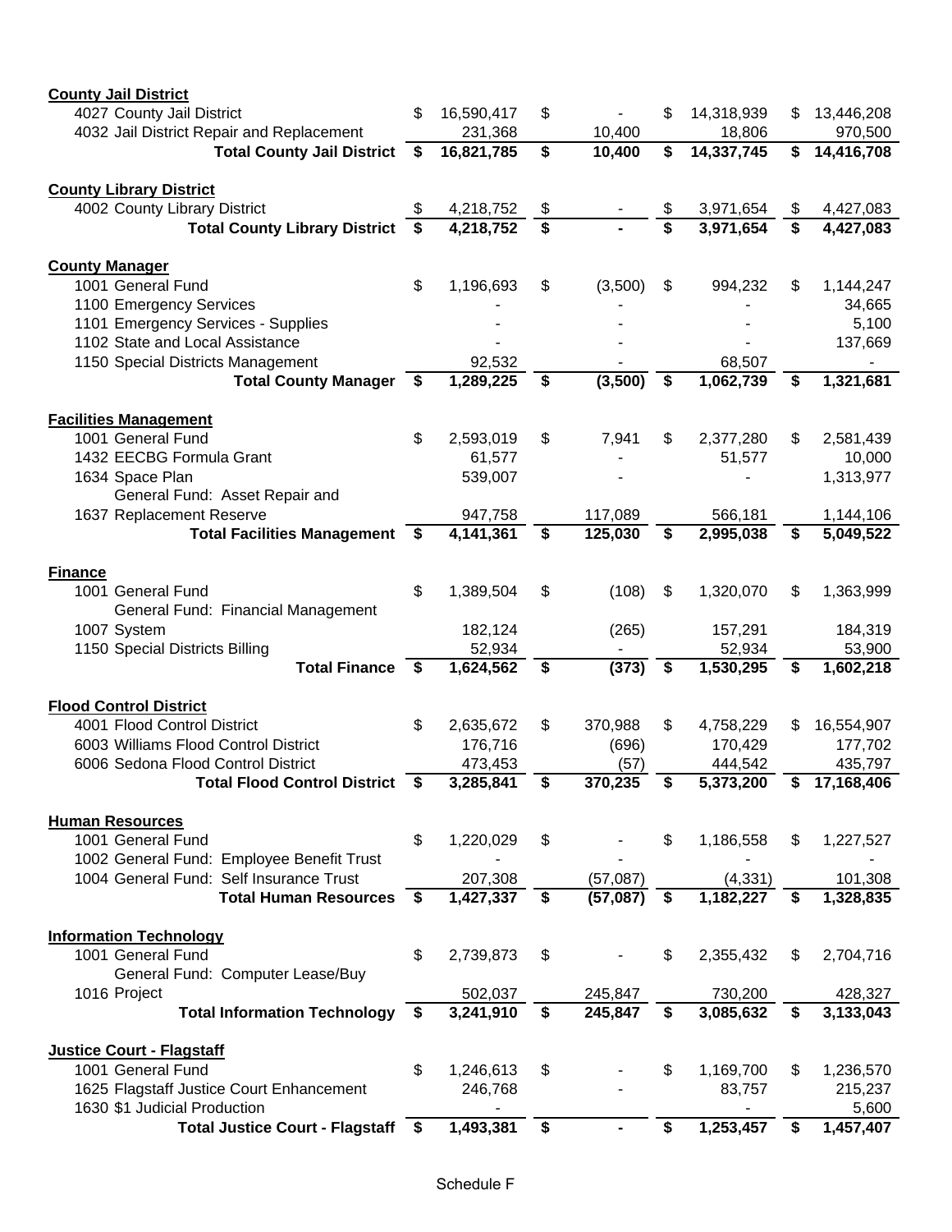| | | | | |
|---|---|---|---|---|
| **County Jail District** | | | | |
| 4027 County Jail District | $ 16,590,417 | $ - | $ 14,318,939 | $ 13,446,208 |
| 4032 Jail District Repair and Replacement | 231,368 | 10,400 | 18,806 | 970,500 |
| **Total County Jail District** | **$ 16,821,785** | **$ 10,400** | **$ 14,337,745** | **$ 14,416,708** |
| | | | | |
| **County Library District** | | | | |
| 4002 County Library District | $ 4,218,752 | $ - | $ 3,971,654 | $ 4,427,083 |
| **Total County Library District** | **$ 4,218,752** | **$ -** | **$ 3,971,654** | **$ 4,427,083** |
| | | | | |
| **County Manager** | | | | |
| 1001 General Fund | $ 1,196,693 | $ (3,500) | $ 994,232 | $ 1,144,247 |
| 1100 Emergency Services | - | - | - | 34,665 |
| 1101 Emergency Services - Supplies | - | - | - | 5,100 |
| 1102 State and Local Assistance | - | - | - | 137,669 |
| 1150 Special Districts Management | 92,532 | - | 68,507 | - |
| **Total County Manager** | **$ 1,289,225** | **$ (3,500)** | **$ 1,062,739** | **$ 1,321,681** |
| | | | | |
| **Facilities Management** | | | | |
| 1001 General Fund | $ 2,593,019 | $ 7,941 | $ 2,377,280 | $ 2,581,439 |
| 1432 EECBG Formula Grant | 61,577 | - | 51,577 | 10,000 |
| 1634 Space Plan | 539,007 | - | - | 1,313,977 |
| 1637 General Fund: Asset Repair and Replacement Reserve | 947,758 | 117,089 | 566,181 | 1,144,106 |
| **Total Facilities Management** | **$ 4,141,361** | **$ 125,030** | **$ 2,995,038** | **$ 5,049,522** |
| | | | | |
| **Finance** | | | | |
| 1001 General Fund | $ 1,389,504 | $ (108) | $ 1,320,070 | $ 1,363,999 |
| 1007 General Fund: Financial Management System | 182,124 | (265) | 157,291 | 184,319 |
| 1150 Special Districts Billing | 52,934 | - | 52,934 | 53,900 |
| **Total Finance** | **$ 1,624,562** | **$ (373)** | **$ 1,530,295** | **$ 1,602,218** |
| | | | | |
| **Flood Control District** | | | | |
| 4001 Flood Control District | $ 2,635,672 | $ 370,988 | $ 4,758,229 | $ 16,554,907 |
| 6003 Williams Flood Control District | 176,716 | (696) | 170,429 | 177,702 |
| 6006 Sedona Flood Control District | 473,453 | (57) | 444,542 | 435,797 |
| **Total Flood Control District** | **$ 3,285,841** | **$ 370,235** | **$ 5,373,200** | **$ 17,168,406** |
| | | | | |
| **Human Resources** | | | | |
| 1001 General Fund | $ 1,220,029 | $ - | $ 1,186,558 | $ 1,227,527 |
| 1002 General Fund: Employee Benefit Trust | - | - | - | - |
| 1004 General Fund: Self Insurance Trust | 207,308 | (57,087) | (4,331) | 101,308 |
| **Total Human Resources** | **$ 1,427,337** | **$ (57,087)** | **$ 1,182,227** | **$ 1,328,835** |
| | | | | |
| **Information Technology** | | | | |
| 1001 General Fund | $ 2,739,873 | $ - | $ 2,355,432 | $ 2,704,716 |
| 1016 General Fund: Computer Lease/Buy Project | 502,037 | 245,847 | 730,200 | 428,327 |
| **Total Information Technology** | **$ 3,241,910** | **$ 245,847** | **$ 3,085,632** | **$ 3,133,043** |
| | | | | |
| **Justice Court - Flagstaff** | | | | |
| 1001 General Fund | $ 1,246,613 | $ - | $ 1,169,700 | $ 1,236,570 |
| 1625 Flagstaff Justice Court Enhancement | 246,768 | - | 83,757 | 215,237 |
| 1630 $1 Judicial Production | - | - | - | 5,600 |
| **Total Justice Court - Flagstaff** | **$ 1,493,381** | **$ -** | **$ 1,253,457** | **$ 1,457,407** |

Schedule F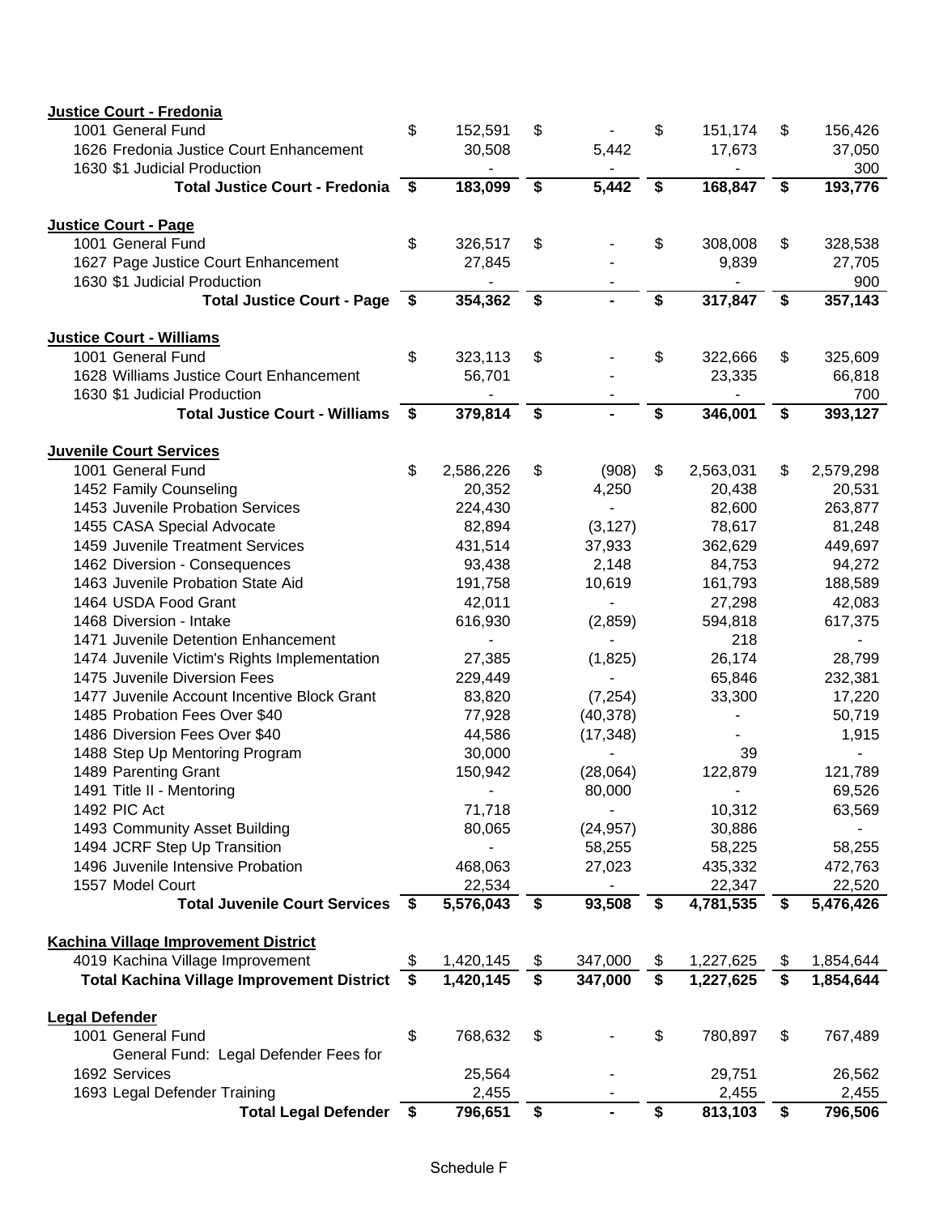| | | | | |
|---|---|---|---|---|
| **Justice Court - Fredonia** | | | | |
| 1001 General Fund | $ 152,591 | $ - | $ 151,174 | $ 156,426 |
| 1626 Fredonia Justice Court Enhancement | 30,508 | 5,442 | 17,673 | 37,050 |
| 1630 $1 Judicial Production | - | - | - | 300 |
| **Total Justice Court - Fredonia** | **$ 183,099** | **$ 5,442** | **$ 168,847** | **$ 193,776** |
| **Justice Court - Page** | | | | |
| 1001 General Fund | $ 326,517 | $ - | $ 308,008 | $ 328,538 |
| 1627 Page Justice Court Enhancement | 27,845 | - | 9,839 | 27,705 |
| 1630 $1 Judicial Production | - | - | - | 900 |
| **Total Justice Court - Page** | **$ 354,362** | **$ -** | **$ 317,847** | **$ 357,143** |
| **Justice Court - Williams** | | | | |
| 1001 General Fund | $ 323,113 | $ - | $ 322,666 | $ 325,609 |
| 1628 Williams Justice Court Enhancement | 56,701 | - | 23,335 | 66,818 |
| 1630 $1 Judicial Production | - | - | - | 700 |
| **Total Justice Court - Williams** | **$ 379,814** | **$ -** | **$ 346,001** | **$ 393,127** |
| **Juvenile Court Services** | | | | |
| 1001 General Fund | $ 2,586,226 | $ (908) | $ 2,563,031 | $ 2,579,298 |
| 1452 Family Counseling | 20,352 | 4,250 | 20,438 | 20,531 |
| 1453 Juvenile Probation Services | 224,430 | - | 82,600 | 263,877 |
| 1455 CASA Special Advocate | 82,894 | (3,127) | 78,617 | 81,248 |
| 1459 Juvenile Treatment Services | 431,514 | 37,933 | 362,629 | 449,697 |
| 1462 Diversion - Consequences | 93,438 | 2,148 | 84,753 | 94,272 |
| 1463 Juvenile Probation State Aid | 191,758 | 10,619 | 161,793 | 188,589 |
| 1464 USDA Food Grant | 42,011 | - | 27,298 | 42,083 |
| 1468 Diversion - Intake | 616,930 | (2,859) | 594,818 | 617,375 |
| 1471 Juvenile Detention Enhancement | - | - | 218 | - |
| 1474 Juvenile Victim's Rights Implementation | 27,385 | (1,825) | 26,174 | 28,799 |
| 1475 Juvenile Diversion Fees | 229,449 | - | 65,846 | 232,381 |
| 1477 Juvenile Account Incentive Block Grant | 83,820 | (7,254) | 33,300 | 17,220 |
| 1485 Probation Fees Over $40 | 77,928 | (40,378) | - | 50,719 |
| 1486 Diversion Fees Over $40 | 44,586 | (17,348) | - | 1,915 |
| 1488 Step Up Mentoring Program | 30,000 | - | 39 | - |
| 1489 Parenting Grant | 150,942 | (28,064) | 122,879 | 121,789 |
| 1491 Title II - Mentoring | - | 80,000 | - | 69,526 |
| 1492 PIC Act | 71,718 | - | 10,312 | 63,569 |
| 1493 Community Asset Building | 80,065 | (24,957) | 30,886 | - |
| 1494 JCRF Step Up Transition | - | 58,255 | 58,225 | 58,255 |
| 1496 Juvenile Intensive Probation | 468,063 | 27,023 | 435,332 | 472,763 |
| 1557 Model Court | 22,534 | - | 22,347 | 22,520 |
| **Total Juvenile Court Services** | **$ 5,576,043** | **$ 93,508** | **$ 4,781,535** | **$ 5,476,426** |
| **Kachina Village Improvement District** | | | | |
| 4019 Kachina Village Improvement | $ 1,420,145 | $ 347,000 | $ 1,227,625 | $ 1,854,644 |
| **Total Kachina Village Improvement District** | **$ 1,420,145** | **$ 347,000** | **$ 1,227,625** | **$ 1,854,644** |
| **Legal Defender** | | | | |
| 1001 General Fund | $ 768,632 | $ - | $ 780,897 | $ 767,489 |
| General Fund: Legal Defender Fees for 1692 Services | 25,564 | - | 29,751 | 26,562 |
| 1693 Legal Defender Training | 2,455 | - | 2,455 | 2,455 |
| **Total Legal Defender** | **$ 796,651** | **$ -** | **$ 813,103** | **$ 796,506** |

Schedule F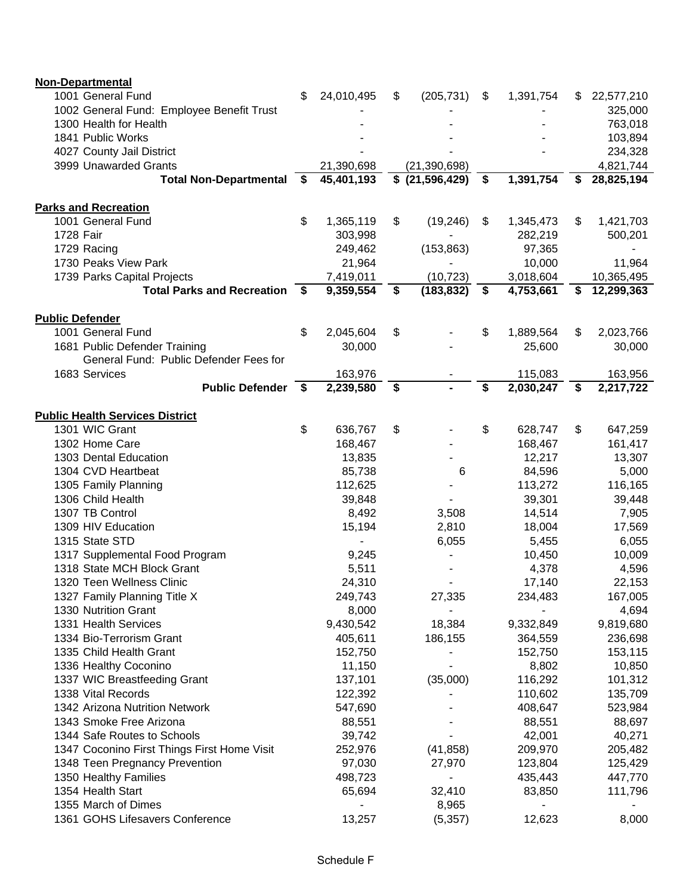| | | | | |
|---|---|---|---|---|
| **Non-Departmental** | | | | |
| 1001 General Fund | $ 24,010,495 | $ (205,731) | $ 1,391,754 | $ 22,577,210 |
| 1002 General Fund: Employee Benefit Trust | - | - | - | 325,000 |
| 1300 Health for Health | - | - | - | 763,018 |
| 1841 Public Works | - | - | - | 103,894 |
| 4027 County Jail District | - | - | - | 234,328 |
| 3999 Unawarded Grants | 21,390,698 | (21,390,698) | | 4,821,744 |
| **Total Non-Departmental** | **$ 45,401,193** | **$ (21,596,429)** | **$ 1,391,754** | **$ 28,825,194** |
| | | | | |
| **Parks and Recreation** | | | | |
| 1001 General Fund | $ 1,365,119 | $ (19,246) | $ 1,345,473 | $ 1,421,703 |
| 1728 Fair | 303,998 | - | 282,219 | 500,201 |
| 1729 Racing | 249,462 | (153,863) | 97,365 | - |
| 1730 Peaks View Park | 21,964 | - | 10,000 | 11,964 |
| 1739 Parks Capital Projects | 7,419,011 | (10,723) | 3,018,604 | 10,365,495 |
| **Total Parks and Recreation** | **$ 9,359,554** | **$ (183,832)** | **$ 4,753,661** | **$ 12,299,363** |
| | | | | |
| **Public Defender** | | | | |
| 1001 General Fund | $ 2,045,604 | $ - | $ 1,889,564 | $ 2,023,766 |
| 1681 Public Defender Training | 30,000 | - | 25,600 | 30,000 |
| 1683 General Fund: Public Defender Fees for Services | 163,976 | - | 115,083 | 163,956 |
| **Public Defender** | **$ 2,239,580** | **$ -** | **$ 2,030,247** | **$ 2,217,722** |
| | | | | |
| **Public Health Services District** | | | | |
| 1301 WIC Grant | $ 636,767 | $ - | $ 628,747 | $ 647,259 |
| 1302 Home Care | 168,467 | - | 168,467 | 161,417 |
| 1303 Dental Education | 13,835 | - | 12,217 | 13,307 |
| 1304 CVD Heartbeat | 85,738 | 6 | 84,596 | 5,000 |
| 1305 Family Planning | 112,625 | - | 113,272 | 116,165 |
| 1306 Child Health | 39,848 | - | 39,301 | 39,448 |
| 1307 TB Control | 8,492 | 3,508 | 14,514 | 7,905 |
| 1309 HIV Education | 15,194 | 2,810 | 18,004 | 17,569 |
| 1315 State STD | - | 6,055 | 5,455 | 6,055 |
| 1317 Supplemental Food Program | 9,245 | - | 10,450 | 10,009 |
| 1318 State MCH Block Grant | 5,511 | - | 4,378 | 4,596 |
| 1320 Teen Wellness Clinic | 24,310 | - | 17,140 | 22,153 |
| 1327 Family Planning Title X | 249,743 | 27,335 | 234,483 | 167,005 |
| 1330 Nutrition Grant | 8,000 | - | - | 4,694 |
| 1331 Health Services | 9,430,542 | 18,384 | 9,332,849 | 9,819,680 |
| 1334 Bio-Terrorism Grant | 405,611 | 186,155 | 364,559 | 236,698 |
| 1335 Child Health Grant | 152,750 | - | 152,750 | 153,115 |
| 1336 Healthy Coconino | 11,150 | - | 8,802 | 10,850 |
| 1337 WIC Breastfeeding Grant | 137,101 | (35,000) | 116,292 | 101,312 |
| 1338 Vital Records | 122,392 | - | 110,602 | 135,709 |
| 1342 Arizona Nutrition Network | 547,690 | - | 408,647 | 523,984 |
| 1343 Smoke Free Arizona | 88,551 | - | 88,551 | 88,697 |
| 1344 Safe Routes to Schools | 39,742 | - | 42,001 | 40,271 |
| 1347 Coconino First Things First Home Visit | 252,976 | (41,858) | 209,970 | 205,482 |
| 1348 Teen Pregnancy Prevention | 97,030 | 27,970 | 123,804 | 125,429 |
| 1350 Healthy Families | 498,723 | - | 435,443 | 447,770 |
| 1354 Health Start | 65,694 | 32,410 | 83,850 | 111,796 |
| 1355 March of Dimes | - | 8,965 | - | - |
| 1361 GOHS Lifesavers Conference | 13,257 | (5,357) | 12,623 | 8,000 |

Schedule F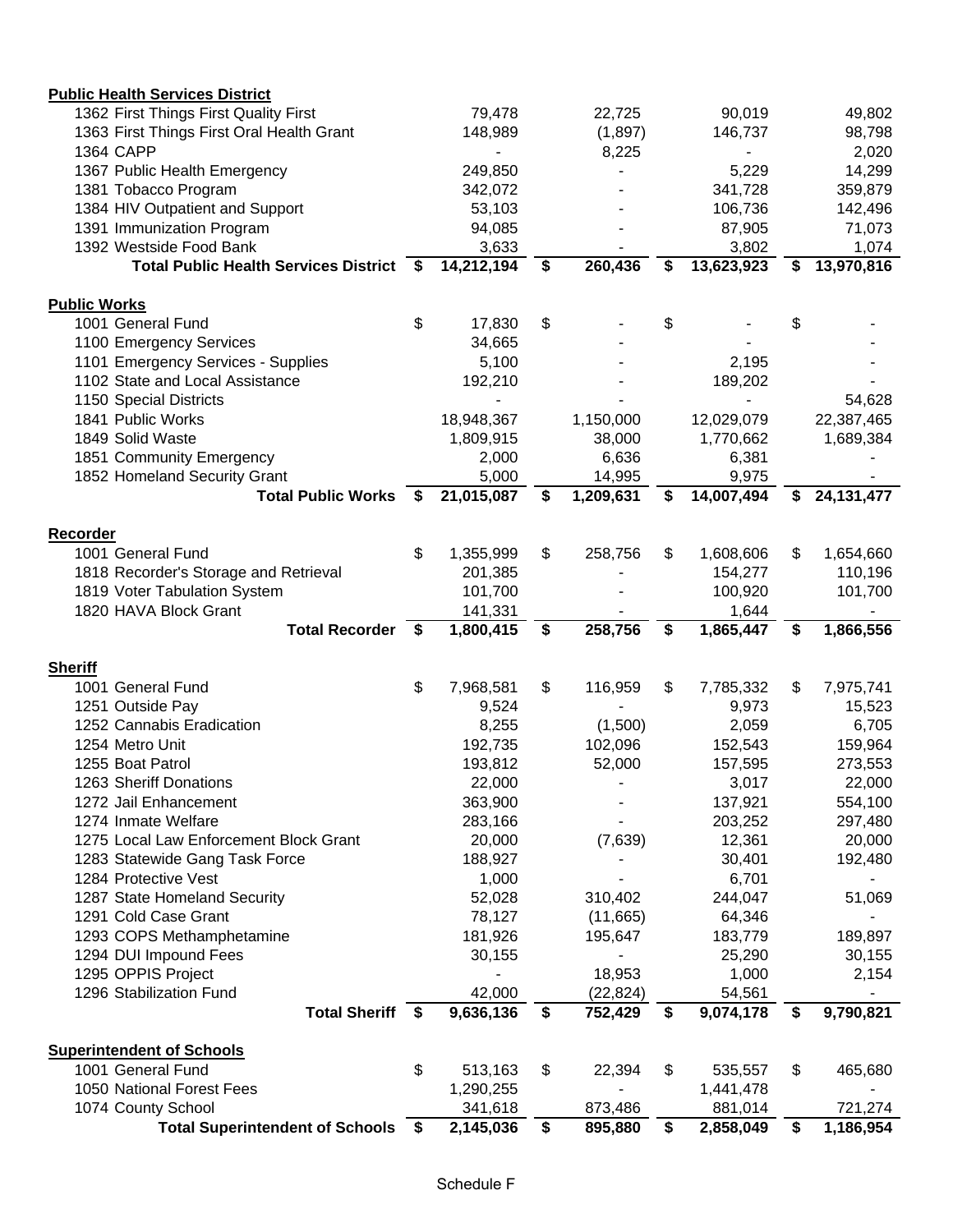| | | | | |
|---|---|---|---|---|
| **Public Health Services District** | | | | |
| 1362 First Things First Quality First | 79,478 | 22,725 | 90,019 | 49,802 |
| 1363 First Things First Oral Health Grant | 148,989 | (1,897) | 146,737 | 98,798 |
| 1364 CAPP | - | 8,225 | - | 2,020 |
| 1367 Public Health Emergency | 249,850 | - | 5,229 | 14,299 |
| 1381 Tobacco Program | 342,072 | - | 341,728 | 359,879 |
| 1384 HIV Outpatient and Support | 53,103 | - | 106,736 | 142,496 |
| 1391 Immunization Program | 94,085 | - | 87,905 | 71,073 |
| 1392 Westside Food Bank | 3,633 | - | 3,802 | 1,074 |
| **Total Public Health Services District** | **$ 14,212,194** | **$ 260,436** | **$ 13,623,923** | **$ 13,970,816** |
| | | | | |
| **Public Works** | | | | |
| 1001 General Fund | $ 17,830 | $ - | $ - | $ - |
| 1100 Emergency Services | 34,665 | - | - | - |
| 1101 Emergency Services - Supplies | 5,100 | - | 2,195 | - |
| 1102 State and Local Assistance | 192,210 | - | 189,202 | - |
| 1150 Special Districts | - | - | - | 54,628 |
| 1841 Public Works | 18,948,367 | 1,150,000 | 12,029,079 | 22,387,465 |
| 1849 Solid Waste | 1,809,915 | 38,000 | 1,770,662 | 1,689,384 |
| 1851 Community Emergency | 2,000 | 6,636 | 6,381 | - |
| 1852 Homeland Security Grant | 5,000 | 14,995 | 9,975 | - |
| **Total Public Works** | **$ 21,015,087** | **$ 1,209,631** | **$ 14,007,494** | **$ 24,131,477** |
| | | | | |
| **Recorder** | | | | |
| 1001 General Fund | $ 1,355,999 | $ 258,756 | $ 1,608,606 | $ 1,654,660 |
| 1818 Recorder's Storage and Retrieval | 201,385 | - | 154,277 | 110,196 |
| 1819 Voter Tabulation System | 101,700 | - | 100,920 | 101,700 |
| 1820 HAVA Block Grant | 141,331 | - | 1,644 | - |
| **Total Recorder** | **$ 1,800,415** | **$ 258,756** | **$ 1,865,447** | **$ 1,866,556** |
| | | | | |
| **Sheriff** | | | | |
| 1001 General Fund | $ 7,968,581 | $ 116,959 | $ 7,785,332 | $ 7,975,741 |
| 1251 Outside Pay | 9,524 | - | 9,973 | 15,523 |
| 1252 Cannabis Eradication | 8,255 | (1,500) | 2,059 | 6,705 |
| 1254 Metro Unit | 192,735 | 102,096 | 152,543 | 159,964 |
| 1255 Boat Patrol | 193,812 | 52,000 | 157,595 | 273,553 |
| 1263 Sheriff Donations | 22,000 | - | 3,017 | 22,000 |
| 1272 Jail Enhancement | 363,900 | - | 137,921 | 554,100 |
| 1274 Inmate Welfare | 283,166 | - | 203,252 | 297,480 |
| 1275 Local Law Enforcement Block Grant | 20,000 | (7,639) | 12,361 | 20,000 |
| 1283 Statewide Gang Task Force | 188,927 | - | 30,401 | 192,480 |
| 1284 Protective Vest | 1,000 | - | 6,701 | - |
| 1287 State Homeland Security | 52,028 | 310,402 | 244,047 | 51,069 |
| 1291 Cold Case Grant | 78,127 | (11,665) | 64,346 | - |
| 1293 COPS Methamphetamine | 181,926 | 195,647 | 183,779 | 189,897 |
| 1294 DUI Impound Fees | 30,155 | - | 25,290 | 30,155 |
| 1295 OPPIS Project | - | 18,953 | 1,000 | 2,154 |
| 1296 Stabilization Fund | 42,000 | (22,824) | 54,561 | - |
| **Total Sheriff** | **$ 9,636,136** | **$ 752,429** | **$ 9,074,178** | **$ 9,790,821** |
| | | | | |
| **Superintendent of Schools** | | | | |
| 1001 General Fund | $ 513,163 | $ 22,394 | $ 535,557 | $ 465,680 |
| 1050 National Forest Fees | 1,290,255 | - | 1,441,478 | - |
| 1074 County School | 341,618 | 873,486 | 881,014 | 721,274 |
| **Total Superintendent of Schools** | **$ 2,145,036** | **$ 895,880** | **$ 2,858,049** | **$ 1,186,954** |

Schedule F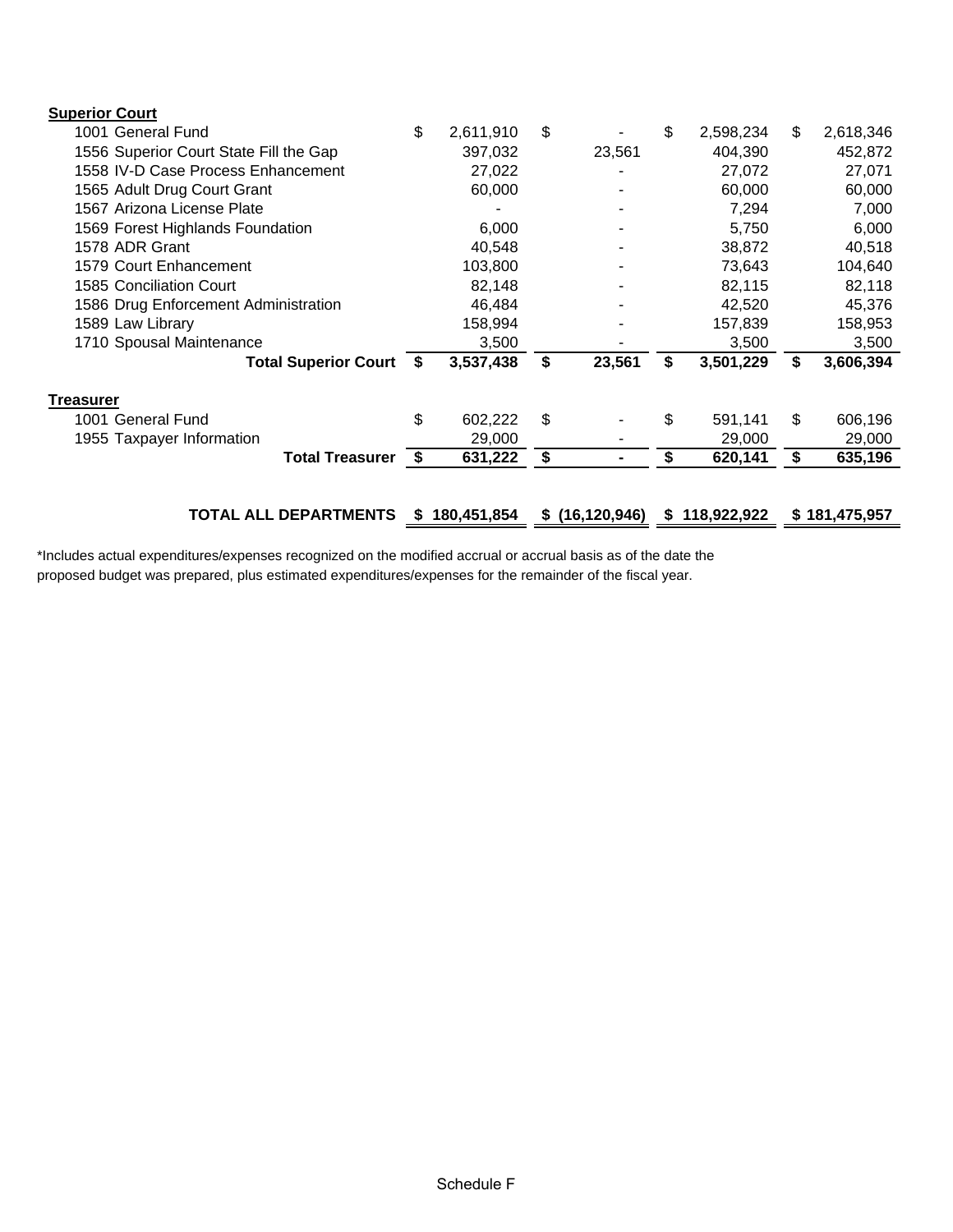| | | | | |
|---|---|---|---|---|
| **Superior Court** | | | | |
| 1001 General Fund | $ 2,611,910 | $ - | $ 2,598,234 | $ 2,618,346 |
| 1556 Superior Court State Fill the Gap | 397,032 | 23,561 | 404,390 | 452,872 |
| 1558 IV-D Case Process Enhancement | 27,022 | - | 27,072 | 27,071 |
| 1565 Adult Drug Court Grant | 60,000 | - | 60,000 | 60,000 |
| 1567 Arizona License Plate | - | - | 7,294 | 7,000 |
| 1569 Forest Highlands Foundation | 6,000 | - | 5,750 | 6,000 |
| 1578 ADR Grant | 40,548 | - | 38,872 | 40,518 |
| 1579 Court Enhancement | 103,800 | - | 73,643 | 104,640 |
| 1585 Conciliation Court | 82,148 | - | 82,115 | 82,118 |
| 1586 Drug Enforcement Administration | 46,484 | - | 42,520 | 45,376 |
| 1589 Law Library | 158,994 | - | 157,839 | 158,953 |
| 1710 Spousal Maintenance | 3,500 | - | 3,500 | 3,500 |
| **Total Superior Court** | **$ 3,537,438** | **$ 23,561** | **$ 3,501,229** | **$ 3,606,394** |
| **Treasurer** | | | | |
| 1001 General Fund | $ 602,222 | $ - | $ 591,141 | $ 606,196 |
| 1955 Taxpayer Information | 29,000 | - | 29,000 | 29,000 |
| **Total Treasurer** | **$ 631,222** | **$ -** | **$ 620,141** | **$ 635,196** |
| **TOTAL ALL DEPARTMENTS** | **$ 180,451,854** | **$ (16,120,946)** | **$ 118,922,922** | **$ 181,475,957** |

*Includes actual expenditures/expenses recognized on the modified accrual or accrual basis as of the date the proposed budget was prepared, plus estimated expenditures/expenses for the remainder of the fiscal year.

Schedule F